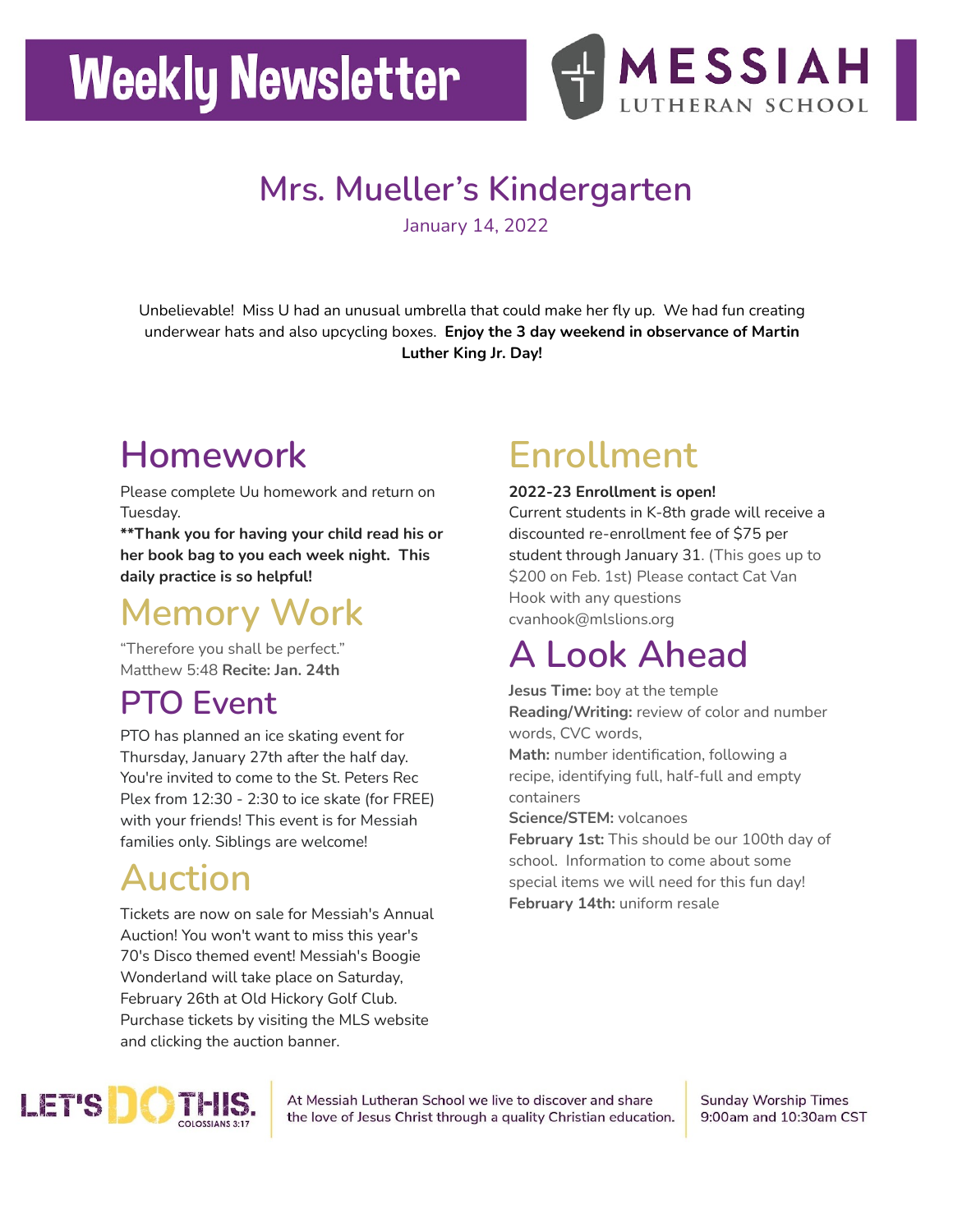# Weekly Newsletter

MESSIAH LUTHERAN SCHOOL

## Mrs. Mueller's Kindergarten

January 14, 2022

Unbelievable! Miss U had an unusual umbrella that could make her fly up. We had fun creating underwear hats and also upcycling boxes. **Enjoy the 3 day weekend in observance of Martin Luther King Jr. Day!**

## Homework

Please complete Uu homework and return on Tuesday.

****Thank you for having your child read his or her book bag to you each week night. This daily practice is so helpful!**

## Memory Work

"Therefore you shall be perfect." Matthew 5:48 **Recite: Jan. 24th**

## PTO Event

PTO has planned an ice skating event for Thursday, January 27th after the half day. You're invited to come to the St. Peters Rec Plex from 12:30 - 2:30 to ice skate (for FREE) with your friends! This event is for Messiah families only. Siblings are welcome!

## Auction

Tickets are now on sale for Messiah's Annual Auction! You won't want to miss this year's 70's Disco themed event! Messiah's Boogie Wonderland will take place on Saturday, February 26th at Old Hickory Golf Club. Purchase tickets by visiting the MLS website and clicking the auction banner.

## Enrollment

**2022-23 Enrollment is open!**

Current students in K-8th grade will receive a discounted re-enrollment fee of $75 per student through January 31. (This goes up to $200 on Feb. 1st) Please contact Cat Van Hook with any questions cvanhook@mlslions.org

## A Look Ahead

**Jesus Time:** boy at the temple

**Reading/Writing:** review of color and number words, CVC words,

**Math:** number identification, following a recipe, identifying full, half-full and empty containers

**Science/STEM:** volcanoes

**February 1st:** This should be our 100th day of school. Information to come about some special items we will need for this fun day!

**February 14th:** uniform resale

LET'S DO THIS. COLOSSIANS 3:17

At Messiah Lutheran School we live to discover and share the love of Jesus Christ through a quality Christian education.

Sunday Worship Times 9:00am and 10:30am CST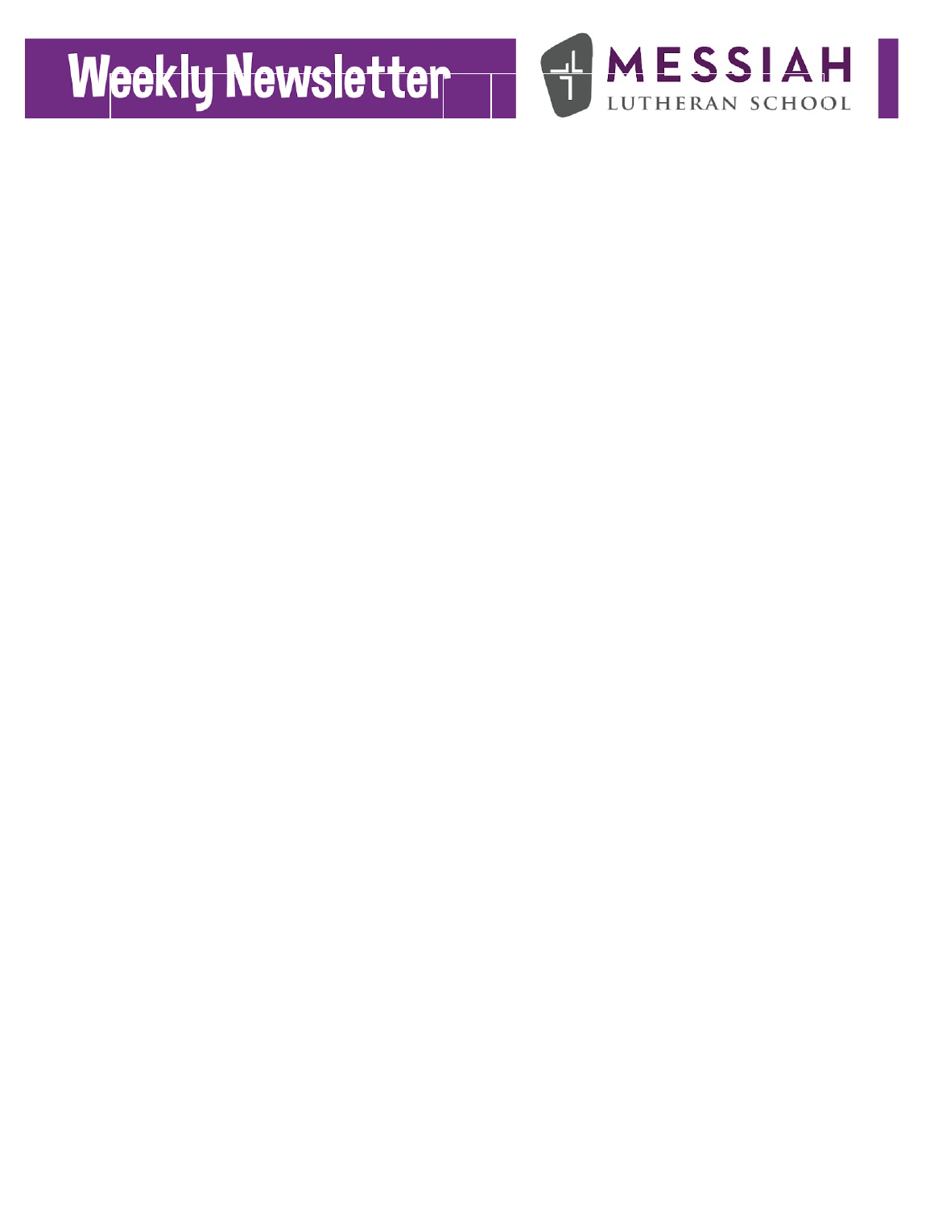# Weekly Newsletter

MESSIAH
LUTHERAN SCHOOL